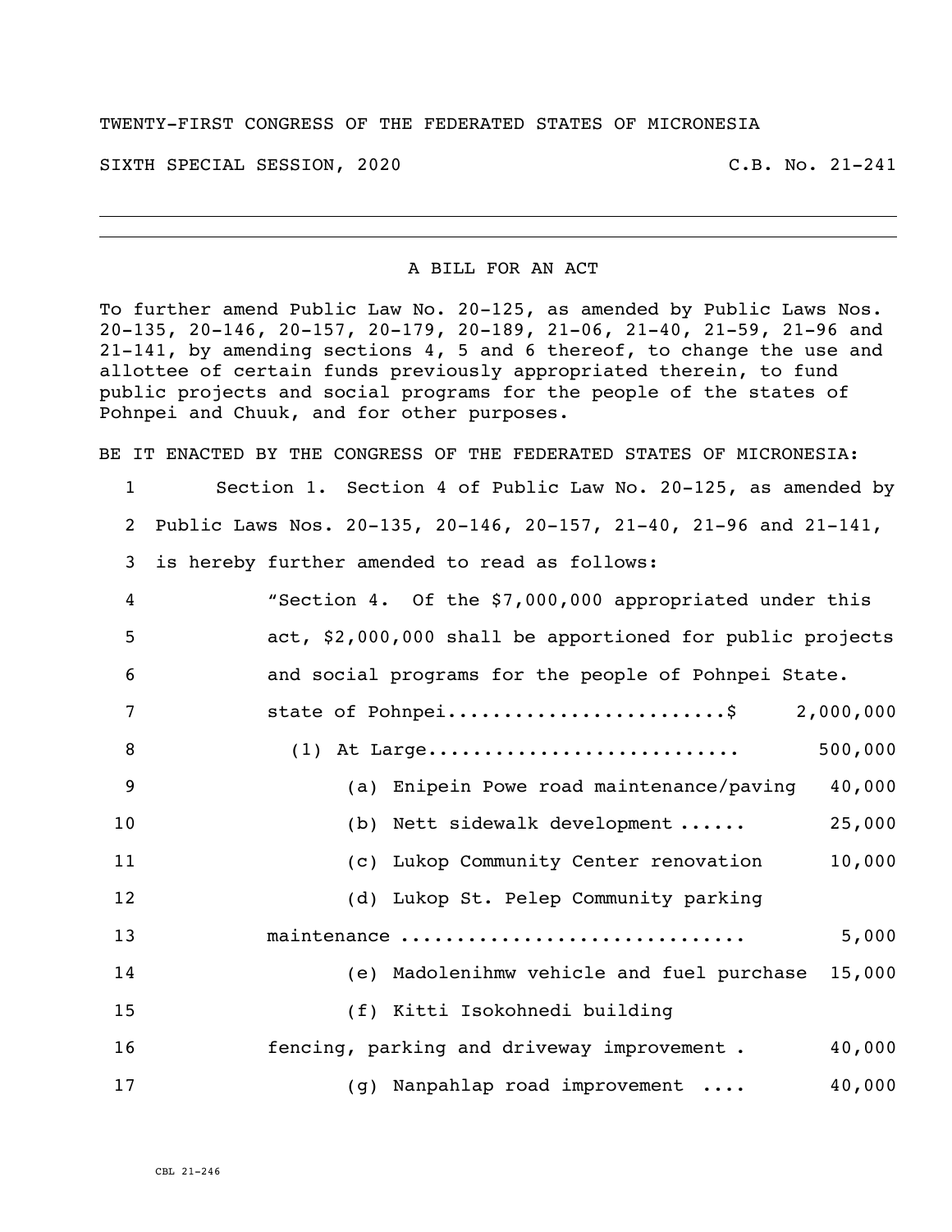TWENTY-FIRST CONGRESS OF THE FEDERATED STATES OF MICRONESIA

SIXTH SPECIAL SESSION, 2020 C.B. No. 21-241

---

A BILL FOR AN ACT

To further amend Public Law No. 20-125, as amended by Public Laws Nos. 20-135, 20-146, 20-157, 20-179, 20-189, 21-06, 21-40, 21-59, 21-96 and 21-141, by amending sections 4, 5 and 6 thereof, to change the use and allottee of certain funds previously appropriated therein, to fund public projects and social programs for the people of the states of Pohnpei and Chuuk, and for other purposes.

BE IT ENACTED BY THE CONGRESS OF THE FEDERATED STATES OF MICRONESIA:

1 Section 1. Section 4 of Public Law No. 20-125, as amended by
2 Public Laws Nos. 20-135, 20-146, 20-157, 21-40, 21-96 and 21-141,
3 is hereby further amended to read as follows:
4 "Section 4. Of the $7,000,000 appropriated under this
5 act, $2,000,000 shall be apportioned for public projects
6 and social programs for the people of Pohnpei State.
7 state of Pohnpei.........................$ 2,000,000
8 (1) At Large........................... 500,000
9 (a) Enipein Powe road maintenance/paving 40,000
10 (b) Nett sidewalk development ...... 25,000
11 (c) Lukop Community Center renovation 10,000
12 (d) Lukop St. Pelep Community parking
13 maintenance ............................. 5,000
14 (e) Madolenihmw vehicle and fuel purchase 15,000
15 (f) Kitti Isokohnedi building
16 fencing, parking and driveway improvement . 40,000
17 (g) Nanpahlap road improvement .... 40,000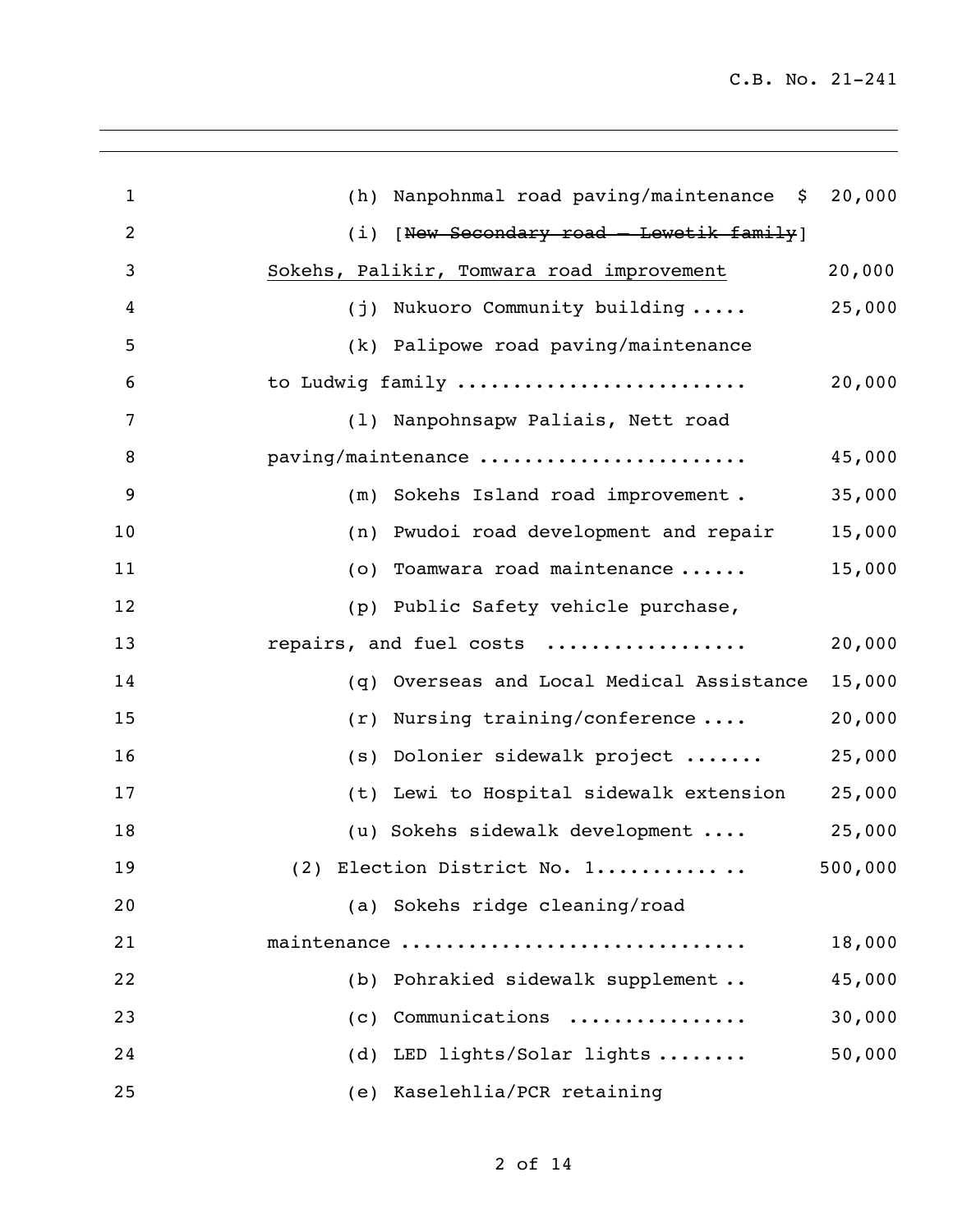(h) Nanpohnmal road paving/maintenance $ 20,000

(i) [~~New Secondary road – Lewetik family~~] <u>Sokehs, Palikir, Tomwara road improvement</u> 20,000

(j) Nukuoro Community building ..... 25,000

(k) Palipowe road paving/maintenance to Ludwig family ......................... 20,000

(l) Nanpohnsapw Paliais, Nett road paving/maintenance ....................... 45,000

(m) Sokehs Island road improvement . 35,000

(n) Pwudoi road development and repair 15,000

(o) Toamwara road maintenance ...... 15,000

(p) Public Safety vehicle purchase, repairs, and fuel costs ................. 20,000

(q) Overseas and Local Medical Assistance 15,000

(r) Nursing training/conference .... 20,000

(s) Dolonier sidewalk project ....... 25,000

(t) Lewi to Hospital sidewalk extension 25,000

(u) Sokehs sidewalk development .... 25,000

(2) Election District No. 1............ .. 500,000

(a) Sokehs ridge cleaning/road maintenance .............................. 18,000

(b) Pohrakied sidewalk supplement .. 45,000

(c) Communications ............... 30,000

(d) LED lights/Solar lights ........ 50,000

(e) Kaselehlia/PCR retaining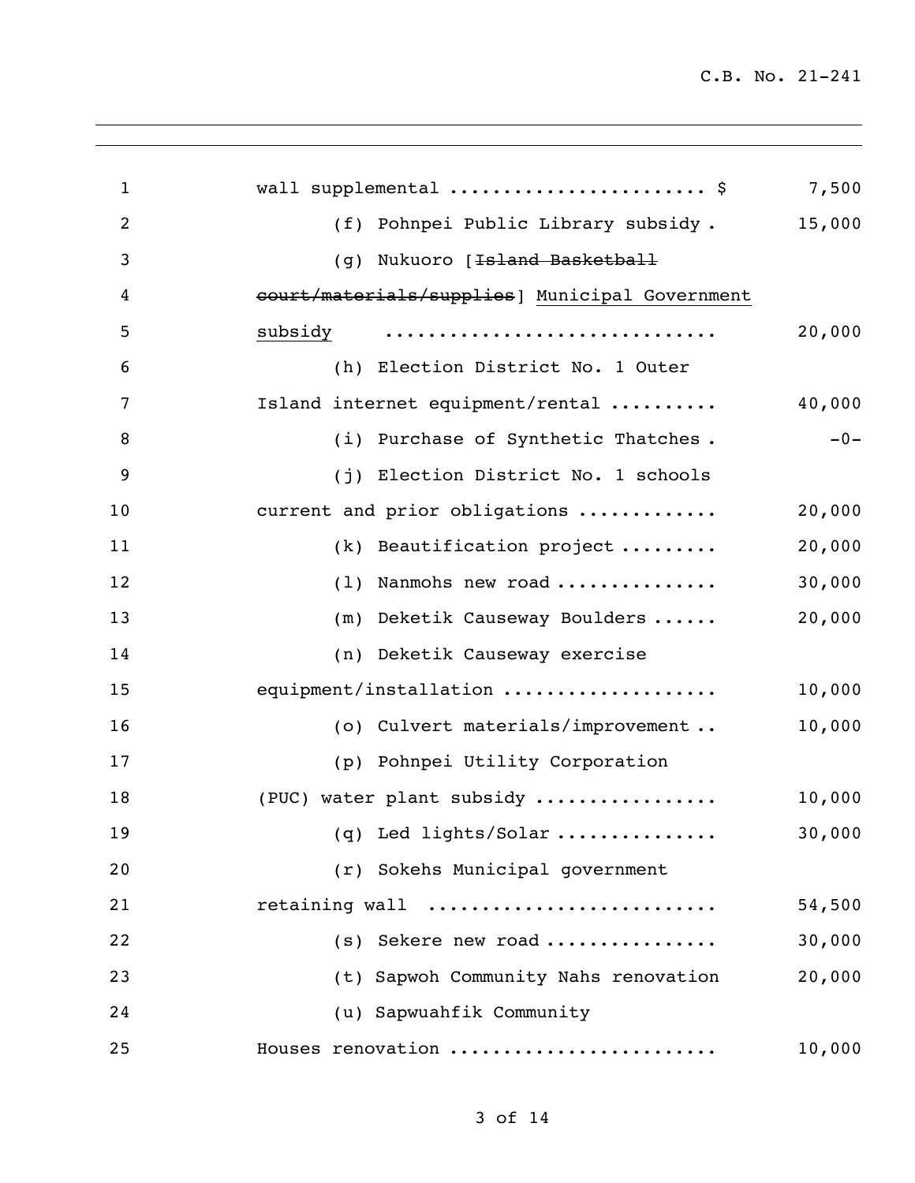wall supplemental ........................ $ 7,500

(f) Pohnpei Public Library subsidy . 15,000

(g) Nukuoro [~~Island Basketball court/materials/supplies~~] <u>Municipal Government subsidy</u> .............................. 20,000

(h) Election District No. 1 Outer Island internet equipment/rental .......... 40,000

(i) Purchase of Synthetic Thatches . -0-

(j) Election District No. 1 schools current and prior obligations ............ 20,000

(k) Beautification project ......... 20,000

(l) Nanmohs new road .............. 30,000

(m) Deketik Causeway Boulders ...... 20,000

(n) Deketik Causeway exercise equipment/installation ................... 10,000

(o) Culvert materials/improvement .. 10,000

(p) Pohnpei Utility Corporation (PUC) water plant subsidy ................ 10,000

(q) Led lights/Solar .............. 30,000

(r) Sokehs Municipal government retaining wall .......................... 54,500

(s) Sekere new road ............... 30,000

(t) Sapwoh Community Nahs renovation 20,000

(u) Sapwuahfik Community Houses renovation ........................ 10,000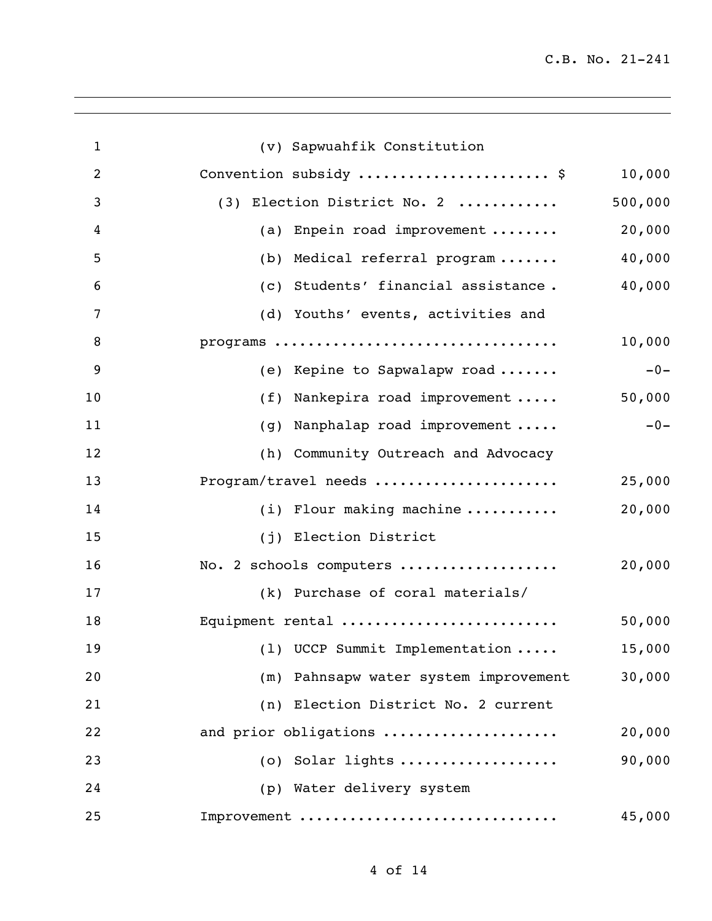(v) Sapwuahfik Constitution Convention subsidy ...................... $ 10,000

(3) Election District No. 2 ........... 500,000

(a) Enpein road improvement ........ 20,000

(b) Medical referral program ....... 40,000

(c) Students' financial assistance . 40,000

(d) Youths' events, activities and programs ................................ 10,000

(e) Kepine to Sapwalapw road ....... -0-

(f) Nankepira road improvement ..... 50,000

(g) Nanphalap road improvement ..... -0-

(h) Community Outreach and Advocacy Program/travel needs ..................... 25,000

(i) Flour making machine ........... 20,000

(j) Election District No. 2 schools computers .................. 20,000

(k) Purchase of coral materials/ Equipment rental ........................ 50,000

(l) UCCP Summit Implementation ..... 15,000

(m) Pahnsapw water system improvement 30,000

(n) Election District No. 2 current and prior obligations .................... 20,000

(o) Solar lights .................. 90,000

(p) Water delivery system Improvement ............................. 45,000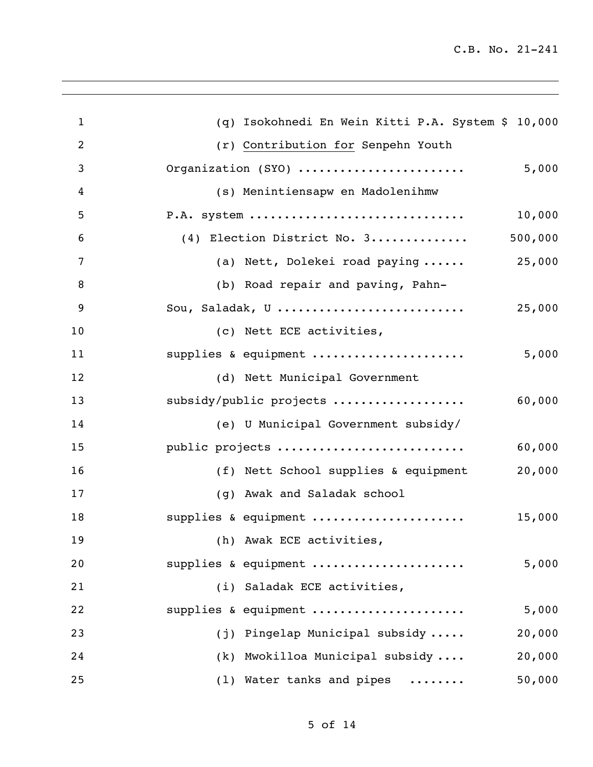(q) Isokohnedi En Wein Kitti P.A. System $ 10,000

(r) Contribution for Senpehn Youth Organization (SYO) ........................ 5,000

(s) Menintiensapw en Madolenihmw P.A. system .............................. 10,000

(4) Election District No. 3.............. 500,000

(a) Nett, Dolekei road paying ...... 25,000

(b) Road repair and paving, Pahn-Sou, Saladak, U .......................... 25,000

(c) Nett ECE activities, supplies & equipment ..................... 5,000

(d) Nett Municipal Government subsidy/public projects ................... 60,000

(e) U Municipal Government subsidy/public projects .......................... 60,000

(f) Nett School supplies & equipment 20,000

(g) Awak and Saladak school supplies & equipment ..................... 15,000

(h) Awak ECE activities, supplies & equipment ..................... 5,000

(i) Saladak ECE activities, supplies & equipment ..................... 5,000

(j) Pingelap Municipal subsidy ..... 20,000

(k) Mwokilloa Municipal subsidy .... 20,000

(l) Water tanks and pipes ........ 50,000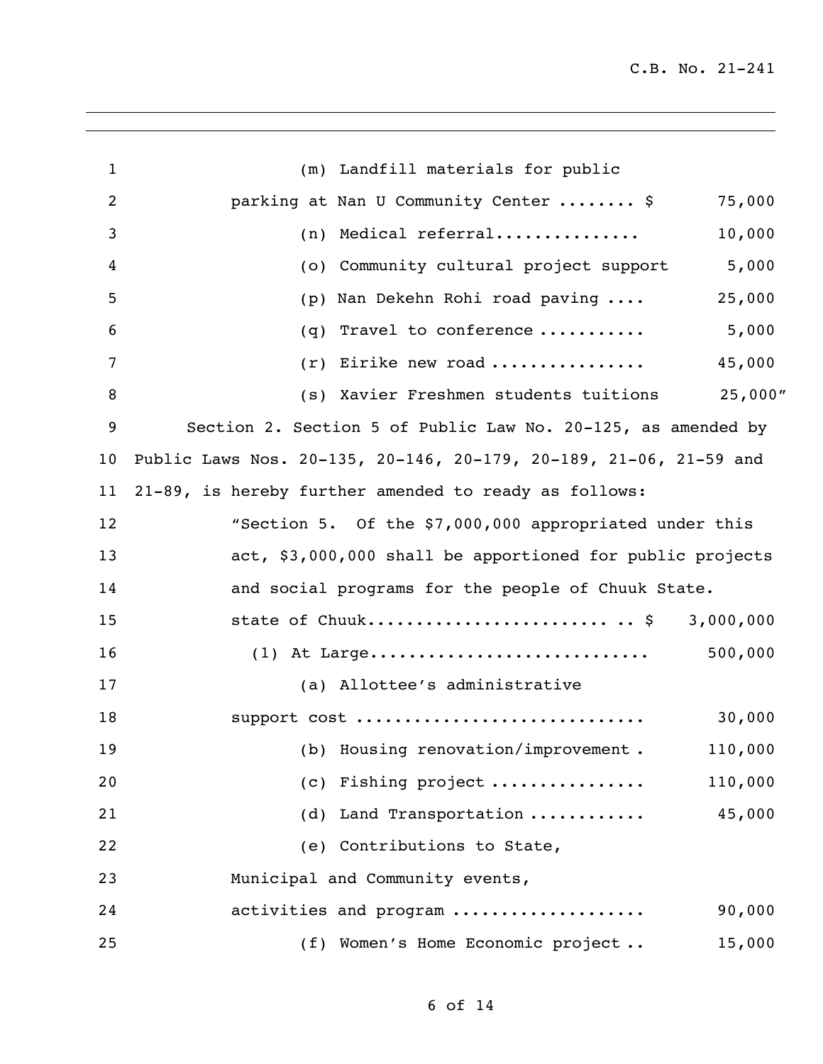(m) Landfill materials for public parking at Nan U Community Center ........ $ 75,000

(n) Medical referral.............. 10,000

(o) Community cultural project support 5,000

(p) Nan Dekehn Rohi road paving .... 25,000

(q) Travel to conference .......... 5,000

(r) Eirike new road ............... 45,000

(s) Xavier Freshmen students tuitions 25,000"

Section 2. Section 5 of Public Law No. 20-125, as amended by Public Laws Nos. 20-135, 20-146, 20-179, 20-189, 21-06, 21-59 and 21-89, is hereby further amended to ready as follows:

"Section 5. Of the $7,000,000 appropriated under this act, $3,000,000 shall be apportioned for public projects and social programs for the people of Chuuk State.

state of Chuuk......................... .. $ 3,000,000

(1) At Large............................ 500,000

(a) Allottee's administrative support cost ............................ 30,000

(b) Housing renovation/improvement . 110,000

(c) Fishing project ............... 110,000

(d) Land Transportation ........... 45,000

(e) Contributions to State, Municipal and Community events, activities and program .................. 90,000

(f) Women's Home Economic project .. 15,000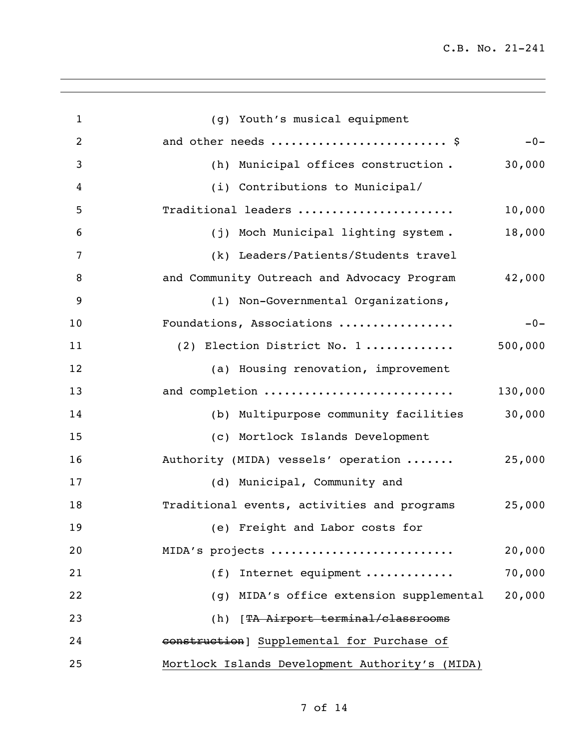| | |
|---|---:|
| (g) Youth's musical equipment and other needs ........................ $ | -0- |
| (h) Municipal offices construction . | 30,000 |
| (i) Contributions to Municipal/ Traditional leaders ...................... | 10,000 |
| (j) Moch Municipal lighting system . | 18,000 |
| (k) Leaders/Patients/Students travel and Community Outreach and Advocacy Program | 42,000 |
| (l) Non-Governmental Organizations, Foundations, Associations ................ | -0- |
| (2) Election District No. 1 ............ | 500,000 |
| (a) Housing renovation, improvement and completion ........................... | 130,000 |
| (b) Multipurpose community facilities | 30,000 |
| (c) Mortlock Islands Development Authority (MIDA) vessels' operation ....... | 25,000 |
| (d) Municipal, Community and Traditional events, activities and programs | 25,000 |
| (e) Freight and Labor costs for MIDA's projects .......................... | 20,000 |
| (f) Internet equipment ............ | 70,000 |
| (g) MIDA's office extension supplemental | 20,000 |
| (h) [~~TA Airport terminal/classrooms construction~~] <u>Supplemental for Purchase of Mortlock Islands Development Authority's (MIDA)</u> | |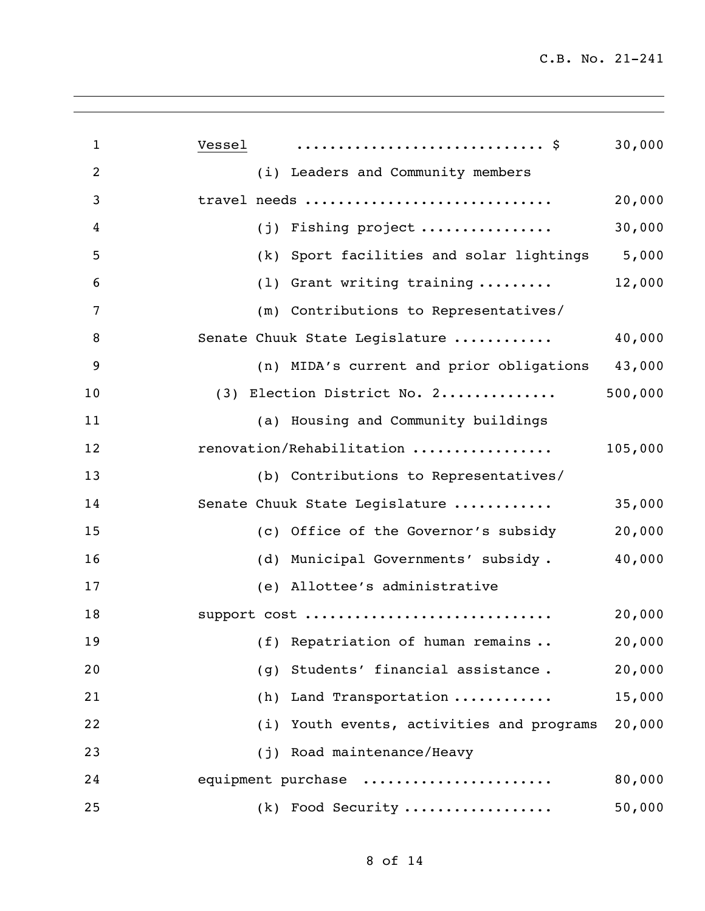<u>Vessel</u> ............................. $ 30,000

(i) Leaders and Community members travel needs ............................ 20,000

(j) Fishing project ............... 30,000

(k) Sport facilities and solar lightings 5,000

(l) Grant writing training ......... 12,000

(m) Contributions to Representatives/ Senate Chuuk State Legislature ........... 40,000

(n) MIDA's current and prior obligations 43,000

(3) Election District No. 2............. 500,000

(a) Housing and Community buildings renovation/Rehabilitation ................ 105,000

(b) Contributions to Representatives/ Senate Chuuk State Legislature ........... 35,000

(c) Office of the Governor's subsidy 20,000

(d) Municipal Governments' subsidy . 40,000

(e) Allottee's administrative support cost ............................ 20,000

(f) Repatriation of human remains .. 20,000

(g) Students' financial assistance . 20,000

(h) Land Transportation ........... 15,000

(i) Youth events, activities and programs 20,000

(j) Road maintenance/Heavy equipment purchase ...................... 80,000

(k) Food Security ................. 50,000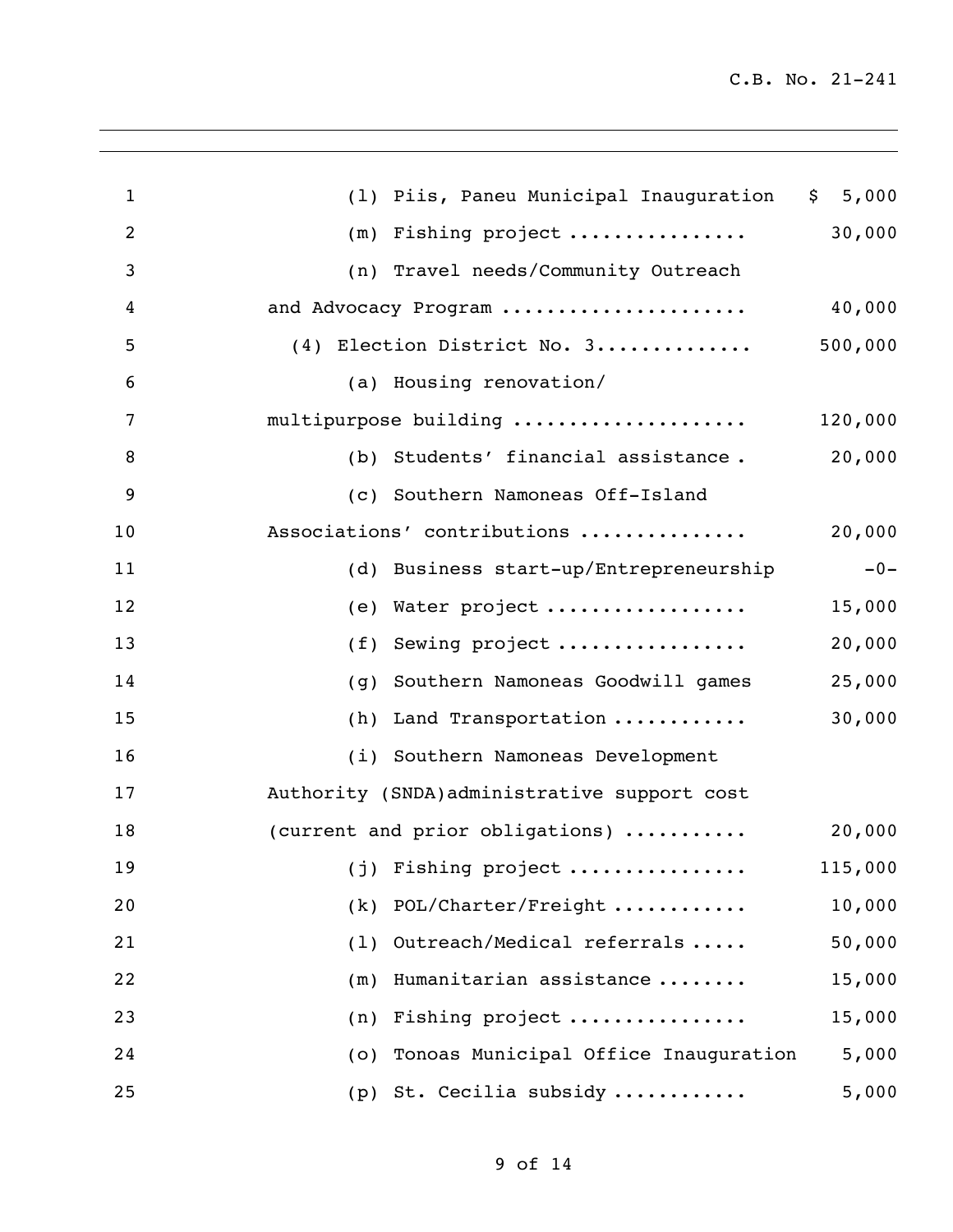(l) Piis, Paneu Municipal Inauguration $ 5,000

(m) Fishing project ............... 30,000

(n) Travel needs/Community Outreach and Advocacy Program ..................... 40,000

(4) Election District No. 3............. 500,000

(a) Housing renovation/ multipurpose building .................... 120,000

(b) Students' financial assistance . 20,000

(c) Southern Namoneas Off-Island Associations' contributions .............. 20,000

(d) Business start-up/Entrepreneurship -0-

(e) Water project ................. 15,000

(f) Sewing project ................ 20,000

(g) Southern Namoneas Goodwill games 25,000

(h) Land Transportation ........... 30,000

(i) Southern Namoneas Development Authority (SNDA)administrative support cost (current and prior obligations) .......... 20,000

(j) Fishing project ............... 115,000

(k) POL/Charter/Freight ........... 10,000

(l) Outreach/Medical referrals ..... 50,000

(m) Humanitarian assistance ........ 15,000

(n) Fishing project ............... 15,000

(o) Tonoas Municipal Office Inauguration 5,000

(p) St. Cecilia subsidy ........... 5,000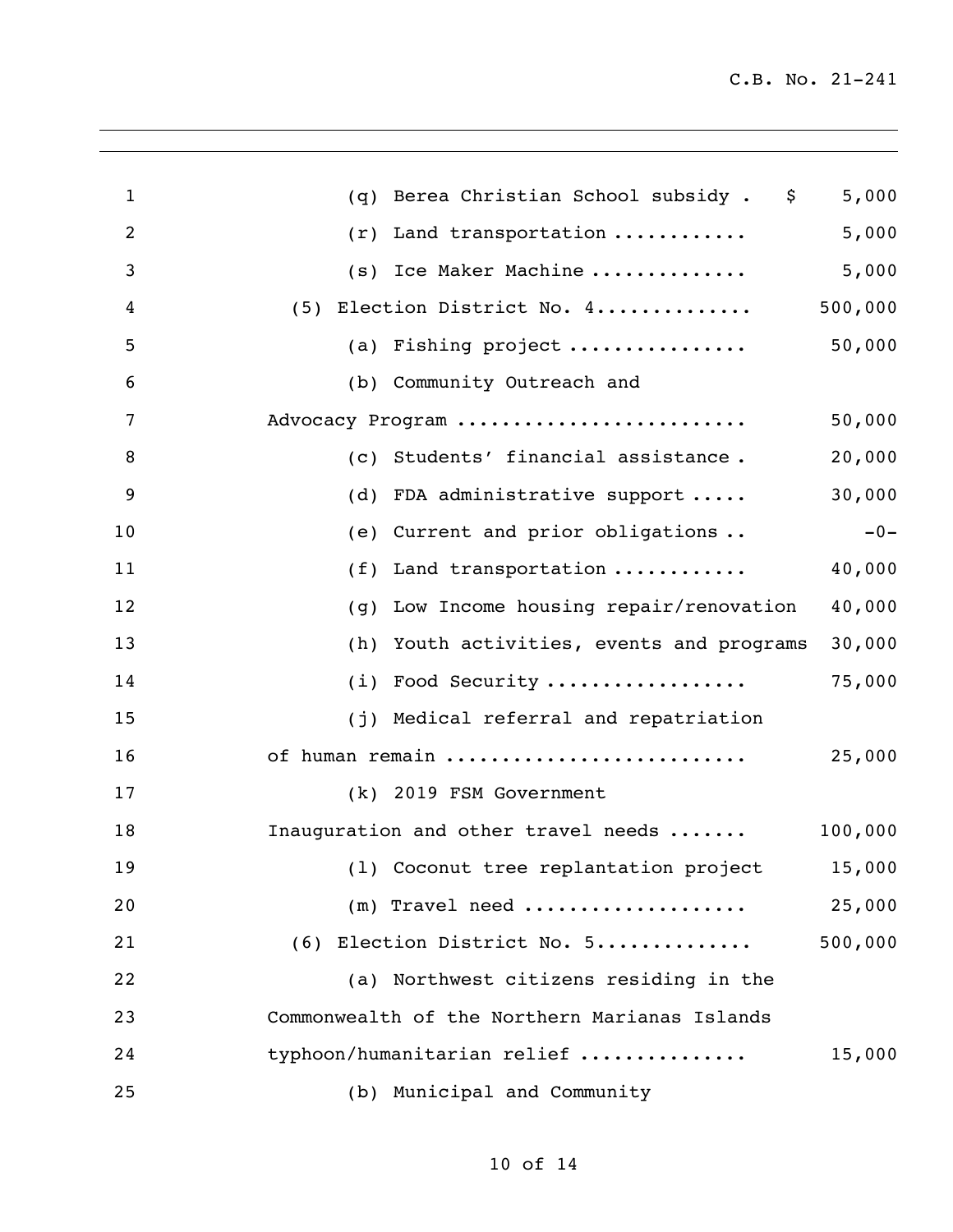(q) Berea Christian School subsidy . $ 5,000

(r) Land transportation ........... 5,000

(s) Ice Maker Machine ............. 5,000

(5) Election District No. 4............. 500,000

(a) Fishing project ............... 50,000

(b) Community Outreach and Advocacy Program ......................... 50,000

(c) Students' financial assistance . 20,000

(d) FDA administrative support ..... 30,000

(e) Current and prior obligations .. -0-

(f) Land transportation ........... 40,000

(g) Low Income housing repair/renovation 40,000

(h) Youth activities, events and programs 30,000

(i) Food Security ................. 75,000

(j) Medical referral and repatriation of human remain .......................... 25,000

(k) 2019 FSM Government Inauguration and other travel needs ....... 100,000

(l) Coconut tree replantation project 15,000

(m) Travel need ................... 25,000

(6) Election District No. 5............. 500,000

(a) Northwest citizens residing in the Commonwealth of the Northern Marianas Islands typhoon/humanitarian relief .............. 15,000

(b) Municipal and Community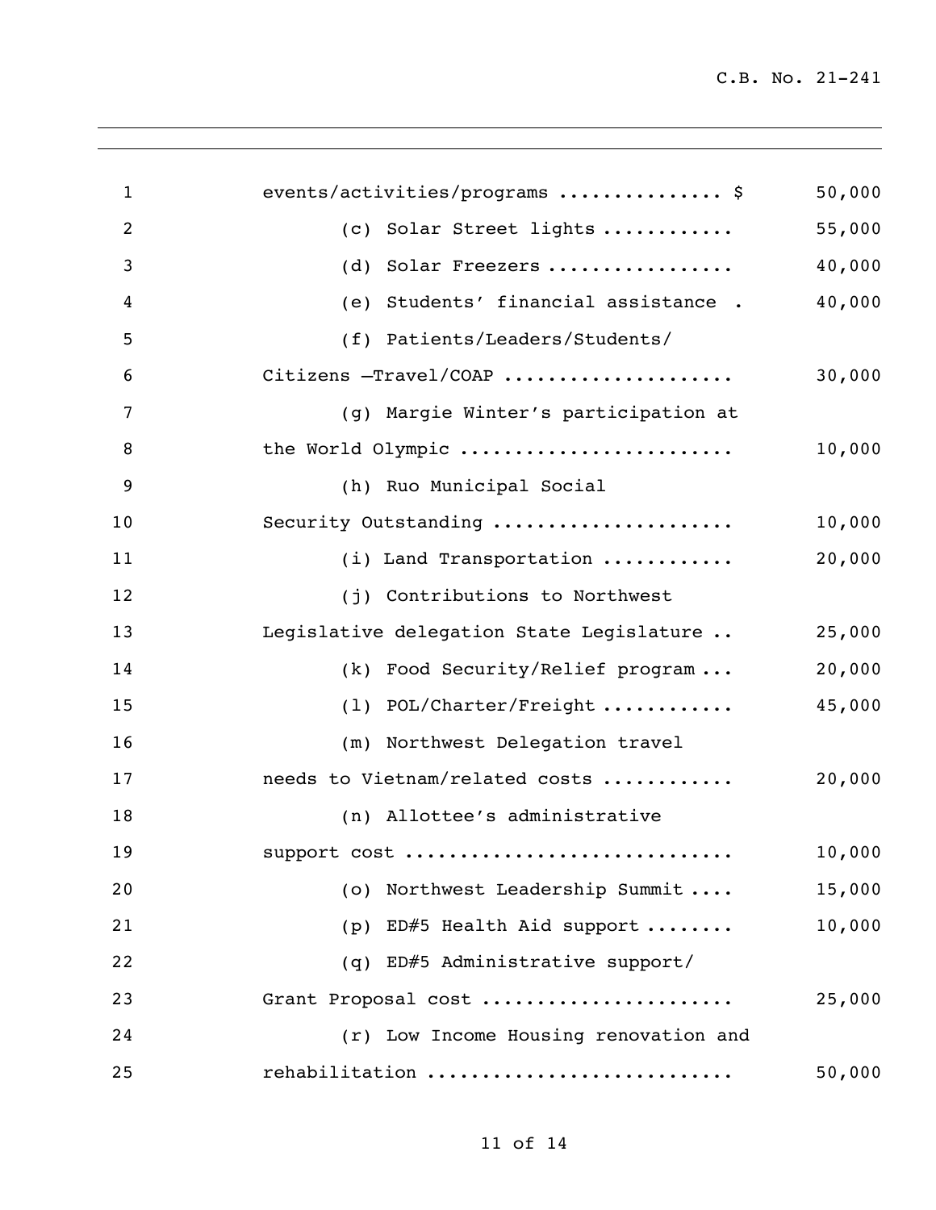| | |
|---|---|
| events/activities/programs ............... $ | 50,000 |
| (c) Solar Street lights ........... | 55,000 |
| (d) Solar Freezers ................ | 40,000 |
| (e) Students' financial assistance . | 40,000 |
| (f) Patients/Leaders/Students/ Citizens –Travel/COAP .................... | 30,000 |
| (g) Margie Winter's participation at the World Olympic ........................ | 10,000 |
| (h) Ruo Municipal Social Security Outstanding ..................... | 10,000 |
| (i) Land Transportation ........... | 20,000 |
| (j) Contributions to Northwest Legislative delegation State Legislature .. | 25,000 |
| (k) Food Security/Relief program ... | 20,000 |
| (l) POL/Charter/Freight ........... | 45,000 |
| (m) Northwest Delegation travel needs to Vietnam/related costs ........... | 20,000 |
| (n) Allottee's administrative support cost ............................ | 10,000 |
| (o) Northwest Leadership Summit .... | 15,000 |
| (p) ED#5 Health Aid support ........ | 10,000 |
| (q) ED#5 Administrative support/ Grant Proposal cost ...................... | 25,000 |
| (r) Low Income Housing renovation and rehabilitation .......................... | 50,000 |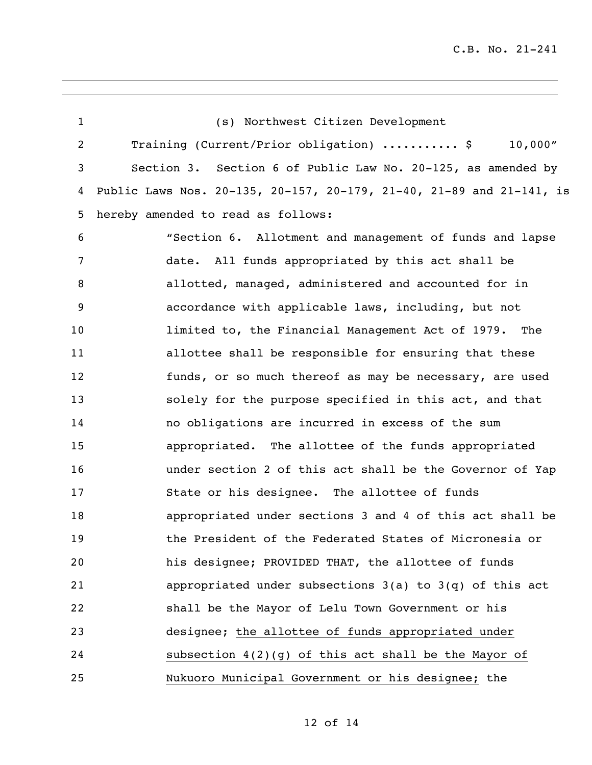(s) Northwest Citizen Development Training (Current/Prior obligation) .......... $ 10,000"

Section 3. Section 6 of Public Law No. 20-125, as amended by Public Laws Nos. 20-135, 20-157, 20-179, 21-40, 21-89 and 21-141, is hereby amended to read as follows:

"Section 6. Allotment and management of funds and lapse date. All funds appropriated by this act shall be allotted, managed, administered and accounted for in accordance with applicable laws, including, but not limited to, the Financial Management Act of 1979. The allottee shall be responsible for ensuring that these funds, or so much thereof as may be necessary, are used solely for the purpose specified in this act, and that no obligations are incurred in excess of the sum appropriated. The allottee of the funds appropriated under section 2 of this act shall be the Governor of Yap State or his designee. The allottee of funds appropriated under sections 3 and 4 of this act shall be the President of the Federated States of Micronesia or his designee; PROVIDED THAT, the allottee of funds appropriated under subsections 3(a) to 3(q) of this act shall be the Mayor of Lelu Town Government or his designee; <u>the allottee of funds appropriated under subsection 4(2)(g) of this act shall be the Mayor of Nukuoro Municipal Government or his designee;</u> the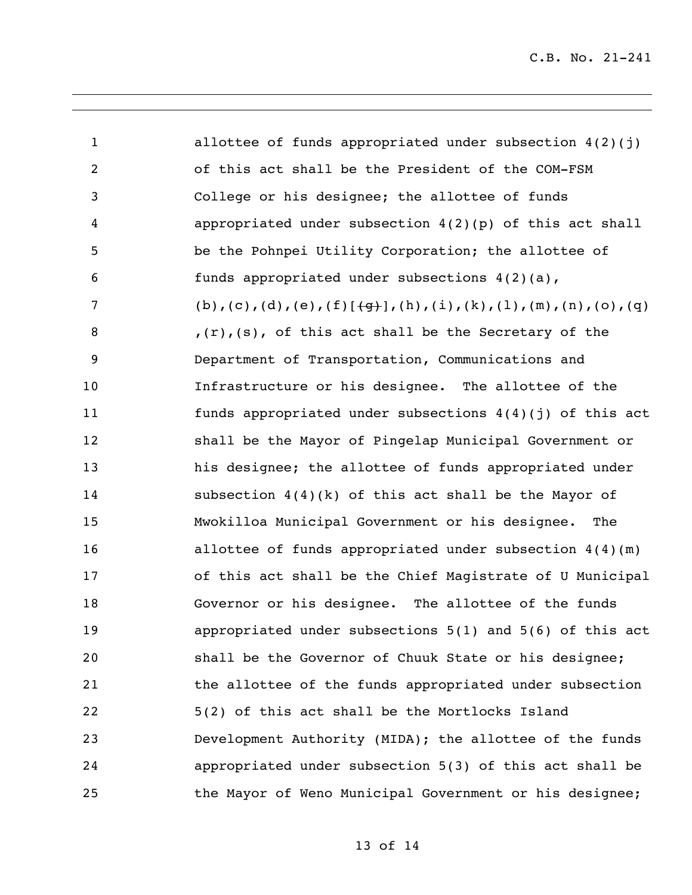allottee of funds appropriated under subsection 4(2)(j) of this act shall be the President of the COM-FSM College or his designee; the allottee of funds appropriated under subsection 4(2)(p) of this act shall be the Pohnpei Utility Corporation; the allottee of funds appropriated under subsections 4(2)(a), (b),(c),(d),(e),(f)[~~(g)~~],(h),(i),(k),(l),(m),(n),(o),(q),(r),(s), of this act shall be the Secretary of the Department of Transportation, Communications and Infrastructure or his designee. The allottee of the funds appropriated under subsections 4(4)(j) of this act shall be the Mayor of Pingelap Municipal Government or his designee; the allottee of funds appropriated under subsection 4(4)(k) of this act shall be the Mayor of Mwokilloa Municipal Government or his designee. The allottee of funds appropriated under subsection 4(4)(m) of this act shall be the Chief Magistrate of U Municipal Governor or his designee. The allottee of the funds appropriated under subsections 5(1) and 5(6) of this act shall be the Governor of Chuuk State or his designee; the allottee of the funds appropriated under subsection 5(2) of this act shall be the Mortlocks Island Development Authority (MIDA); the allottee of the funds appropriated under subsection 5(3) of this act shall be the Mayor of Weno Municipal Government or his designee;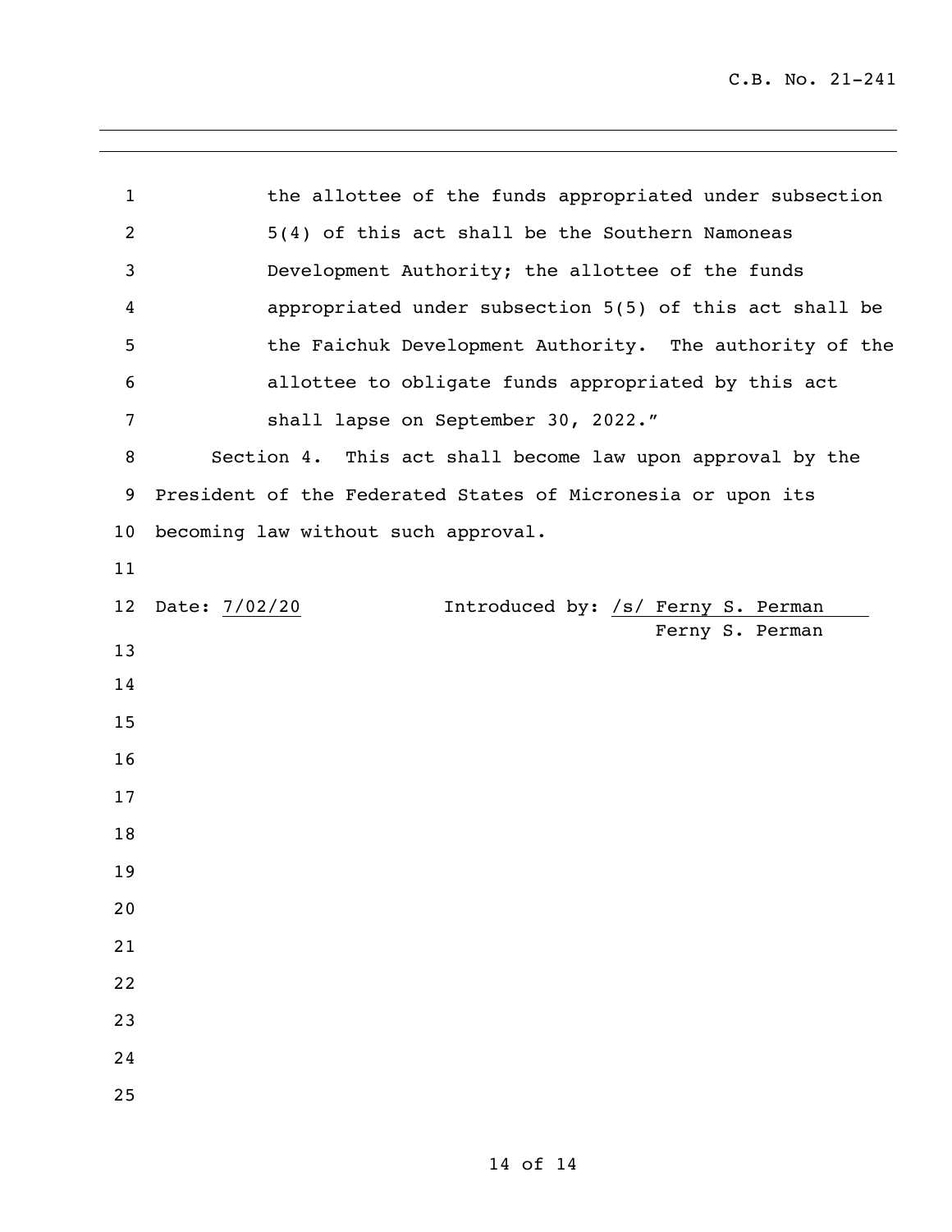the allottee of the funds appropriated under subsection 5(4) of this act shall be the Southern Namoneas Development Authority; the allottee of the funds appropriated under subsection 5(5) of this act shall be the Faichuk Development Authority. The authority of the allottee to obligate funds appropriated by this act shall lapse on September 30, 2022."

Section 4. This act shall become law upon approval by the President of the Federated States of Micronesia or upon its becoming law without such approval.

Date: 7/02/20

Introduced by: /s/ Ferny S. Perman
Ferny S. Perman